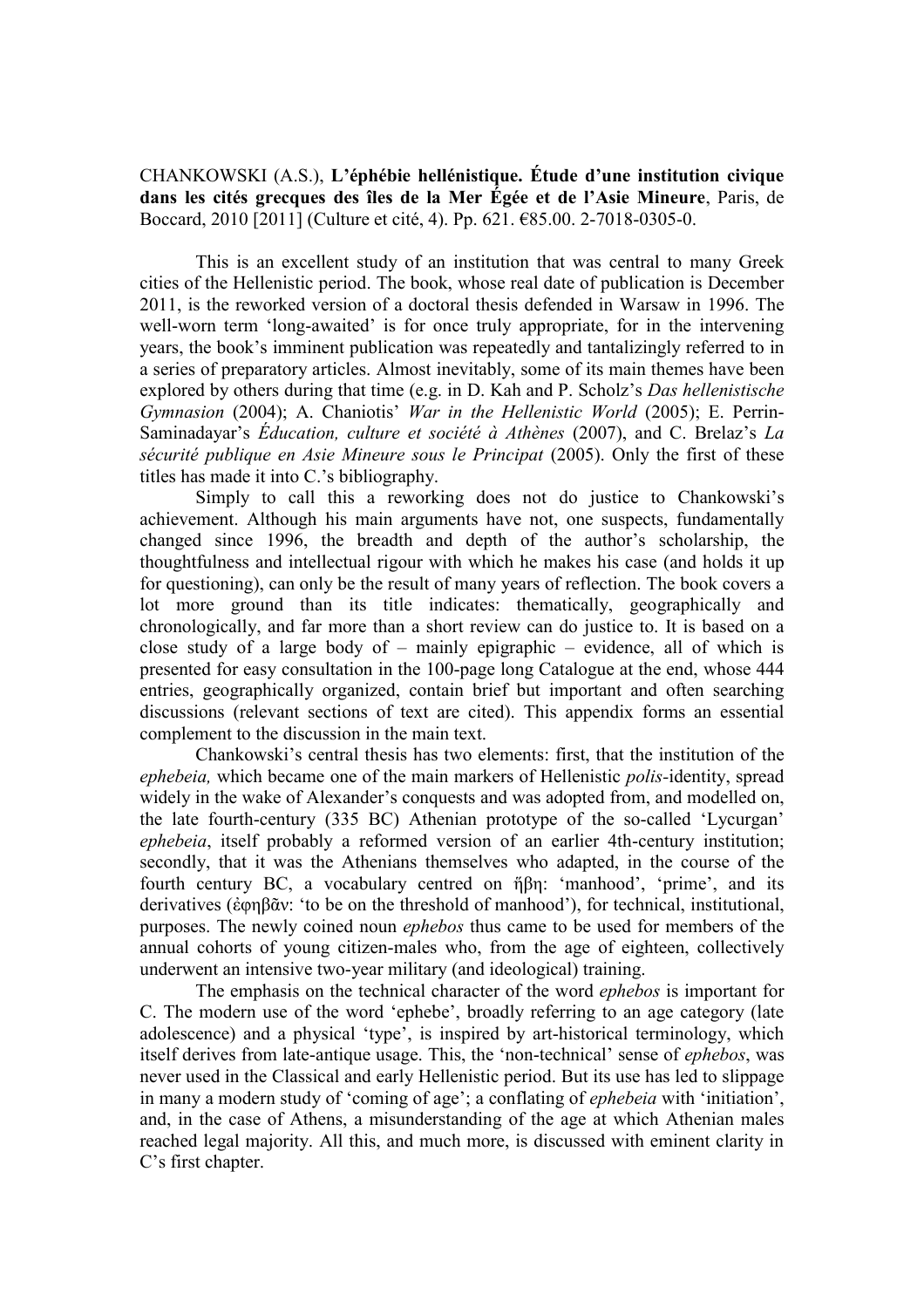CHANKOWSKI (A.S.), **L'éphébie hellénistique. Étude d'une institution civique dans les cités grecques des îles de la Mer Égée et de l'Asie Mineure**, Paris, de Boccard, 2010 [2011] (Culture et cité, 4). Pp. 621. €85.00. 2-7018-0305-0.

This is an excellent study of an institution that was central to many Greek cities of the Hellenistic period. The book, whose real date of publication is December 2011, is the reworked version of a doctoral thesis defended in Warsaw in 1996. The well-worn term 'long-awaited' is for once truly appropriate, for in the intervening years, the book's imminent publication was repeatedly and tantalizingly referred to in a series of preparatory articles. Almost inevitably, some of its main themes have been explored by others during that time (e.g. in D. Kah and P. Scholz's *Das hellenistische Gymnasion* (2004); A. Chaniotis' *War in the Hellenistic World* (2005); E. Perrin-Saminadayar's *Éducation, culture et société à Athènes* (2007), and C. Brelaz's *La sécurité publique en Asie Mineure sous le Principat* (2005). Only the first of these titles has made it into C.'s bibliography.

Simply to call this a reworking does not do justice to Chankowski's achievement. Although his main arguments have not, one suspects, fundamentally changed since 1996, the breadth and depth of the author's scholarship, the thoughtfulness and intellectual rigour with which he makes his case (and holds it up for questioning), can only be the result of many years of reflection. The book covers a lot more ground than its title indicates: thematically, geographically and chronologically, and far more than a short review can do justice to. It is based on a close study of a large body of – mainly epigraphic – evidence, all of which is presented for easy consultation in the 100-page long Catalogue at the end, whose 444 entries, geographically organized, contain brief but important and often searching discussions (relevant sections of text are cited). This appendix forms an essential complement to the discussion in the main text.

Chankowski's central thesis has two elements: first, that the institution of the *ephebeia,* which became one of the main markers of Hellenistic *polis*-identity, spread widely in the wake of Alexander's conquests and was adopted from, and modelled on, the late fourth-century (335 BC) Athenian prototype of the so-called 'Lycurgan' *ephebeia*, itself probably a reformed version of an earlier 4th-century institution; secondly, that it was the Athenians themselves who adapted, in the course of the fourth century BC, a vocabulary centred on ἥβη: 'manhood', 'prime', and its derivatives (ἐφηβᾶν: 'to be on the threshold of manhood'), for technical, institutional, purposes. The newly coined noun *ephebos* thus came to be used for members of the annual cohorts of young citizen-males who, from the age of eighteen, collectively underwent an intensive two-year military (and ideological) training.

The emphasis on the technical character of the word *ephebos* is important for C. The modern use of the word 'ephebe', broadly referring to an age category (late adolescence) and a physical 'type', is inspired by art-historical terminology, which itself derives from late-antique usage. This, the 'non-technical' sense of *ephebos*, was never used in the Classical and early Hellenistic period. But its use has led to slippage in many a modern study of 'coming of age'; a conflating of *ephebeia* with 'initiation', and, in the case of Athens, a misunderstanding of the age at which Athenian males reached legal majority. All this, and much more, is discussed with eminent clarity in C's first chapter.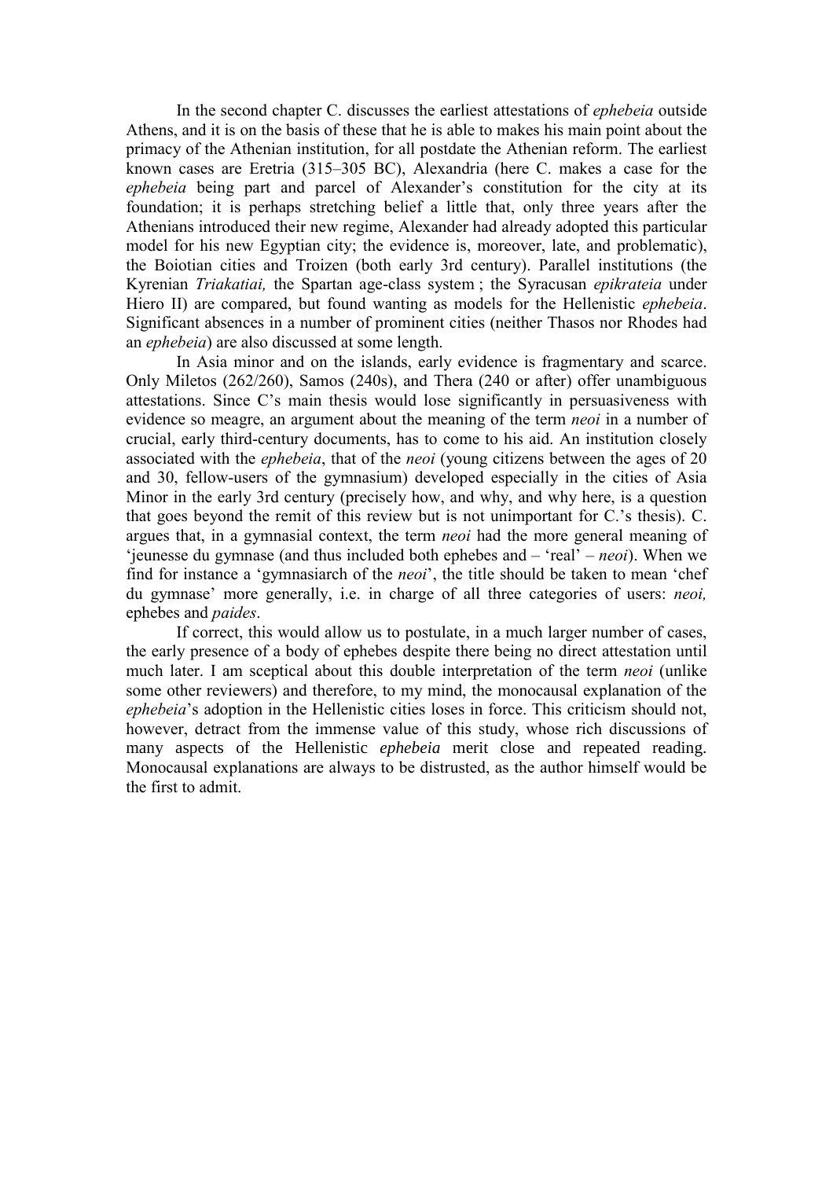In the second chapter C. discusses the earliest attestations of *ephebeia* outside Athens, and it is on the basis of these that he is able to makes his main point about the primacy of the Athenian institution, for all postdate the Athenian reform. The earliest known cases are Eretria (315–305 BC), Alexandria (here C. makes a case for the *ephebeia* being part and parcel of Alexander's constitution for the city at its foundation; it is perhaps stretching belief a little that, only three years after the Athenians introduced their new regime, Alexander had already adopted this particular model for his new Egyptian city; the evidence is, moreover, late, and problematic), the Boiotian cities and Troizen (both early 3rd century). Parallel institutions (the Kyrenian *Triakatiai,* the Spartan age-class system ; the Syracusan *epikrateia* under Hiero II) are compared, but found wanting as models for the Hellenistic *ephebeia*. Significant absences in a number of prominent cities (neither Thasos nor Rhodes had an *ephebeia*) are also discussed at some length.

In Asia minor and on the islands, early evidence is fragmentary and scarce. Only Miletos (262/260), Samos (240s), and Thera (240 or after) offer unambiguous attestations. Since C's main thesis would lose significantly in persuasiveness with evidence so meagre, an argument about the meaning of the term *neoi* in a number of crucial, early third-century documents, has to come to his aid. An institution closely associated with the *ephebeia*, that of the *neoi* (young citizens between the ages of 20 and 30, fellow-users of the gymnasium) developed especially in the cities of Asia Minor in the early 3rd century (precisely how, and why, and why here, is a question that goes beyond the remit of this review but is not unimportant for C.'s thesis). C. argues that, in a gymnasial context, the term *neoi* had the more general meaning of 'jeunesse du gymnase (and thus included both ephebes and – 'real' – *neoi*). When we find for instance a 'gymnasiarch of the *neoi*', the title should be taken to mean 'chef du gymnase' more generally, i.e. in charge of all three categories of users: *neoi,* ephebes and *paides*.

If correct, this would allow us to postulate, in a much larger number of cases, the early presence of a body of ephebes despite there being no direct attestation until much later. I am sceptical about this double interpretation of the term *neoi* (unlike some other reviewers) and therefore, to my mind, the monocausal explanation of the *ephebeia*'s adoption in the Hellenistic cities loses in force. This criticism should not, however, detract from the immense value of this study, whose rich discussions of many aspects of the Hellenistic *ephebeia* merit close and repeated reading. Monocausal explanations are always to be distrusted, as the author himself would be the first to admit.